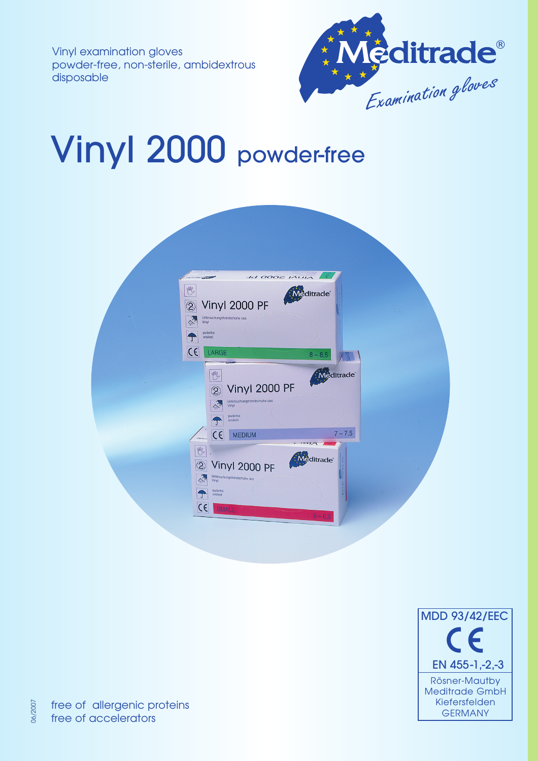Vinyl examination gloves
powder-free, non-sterile, ambidextrous
disposable

Meditrade®
*Examination gloves*

# Vinyl 2000 powder-free

MDD 93/42/EEC
CE
EN 455-1,-2,-3

Rösner-Mautby
Meditrade GmbH
Kiefersfelden
GERMANY

free of allergenic proteins
free of accelerators

06/2007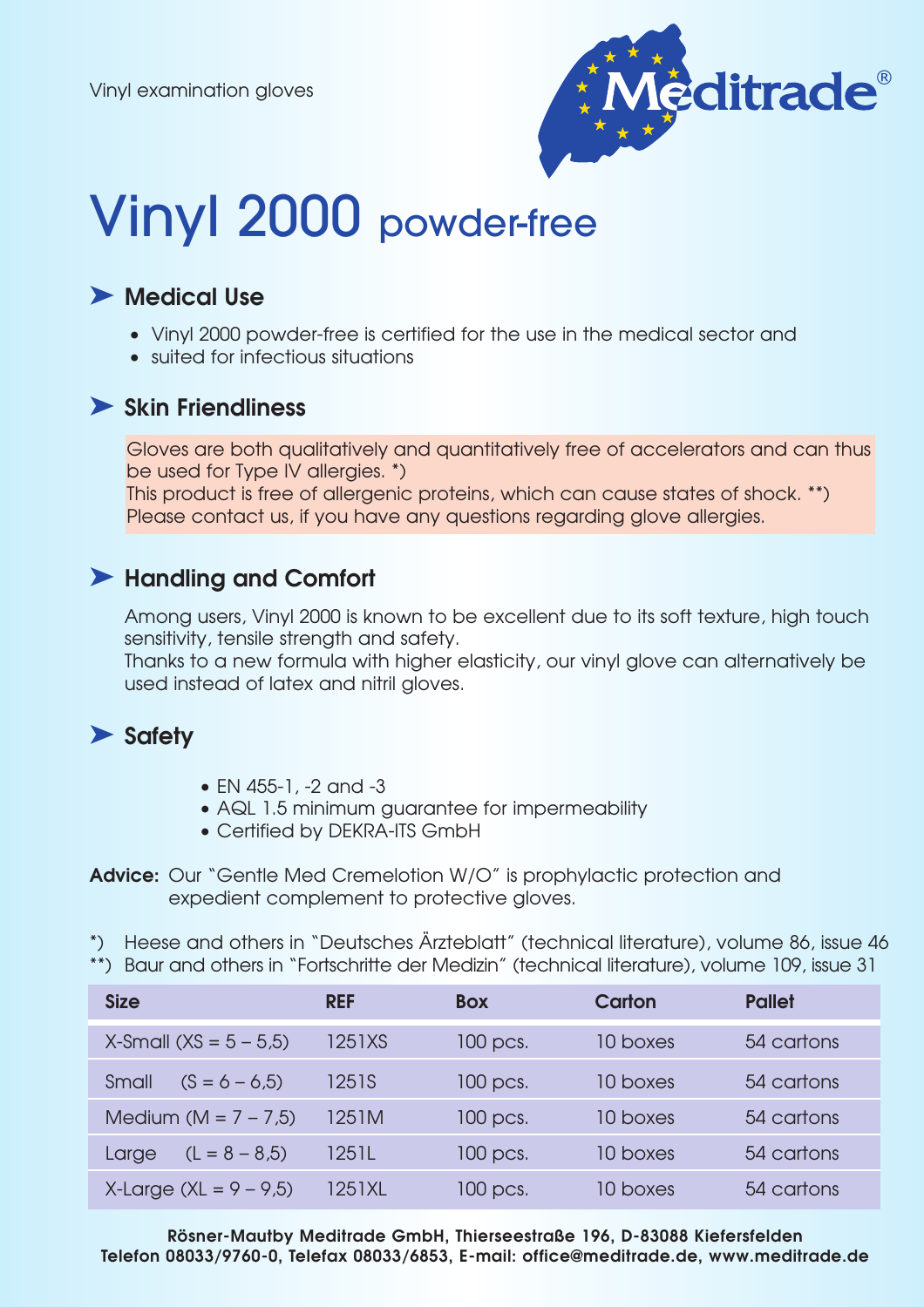Vinyl examination gloves

Meditrade®

# Vinyl 2000 powder-free

## Medical Use

- Vinyl 2000 powder-free is certified for the use in the medical sector and
- suited for infectious situations

## Skin Friendliness

Gloves are both qualitatively and quantitatively free of accelerators and can thus be used for Type IV allergies. *)
This product is free of allergenic proteins, which can cause states of shock. **)
Please contact us, if you have any questions regarding glove allergies.

## Handling and Comfort

Among users, Vinyl 2000 is known to be excellent due to its soft texture, high touch sensitivity, tensile strength and safety.
Thanks to a new formula with higher elasticity, our vinyl glove can alternatively be used instead of latex and nitril gloves.

## Safety

- EN 455-1, -2 and -3
- AQL 1.5 minimum guarantee for impermeability
- Certified by DEKRA-ITS GmbH

**Advice:** Our "Gentle Med Cremelotion W/O" is prophylactic protection and expedient complement to protective gloves.

*) Heese and others in "Deutsches Ärzteblatt" (technical literature), volume 86, issue 46
**) Baur and others in "Fortschritte der Medizin" (technical literature), volume 109, issue 31

| Size | REF | Box | Carton | Pallet |
|---|---|---|---|---|
| X-Small (XS = 5 – 5,5) | 1251XS | 100 pcs. | 10 boxes | 54 cartons |
| Small (S = 6 – 6,5) | 1251S | 100 pcs. | 10 boxes | 54 cartons |
| Medium (M = 7 – 7,5) | 1251M | 100 pcs. | 10 boxes | 54 cartons |
| Large (L = 8 – 8,5) | 1251L | 100 pcs. | 10 boxes | 54 cartons |
| X-Large (XL = 9 – 9,5) | 1251XL | 100 pcs. | 10 boxes | 54 cartons |

**Rösner-Mautby Meditrade GmbH, Thierseestraße 196, D-83088 Kiefersfelden**
**Telefon 08033/9760-0, Telefax 08033/6853, E-mail: office@meditrade.de, www.meditrade.de**